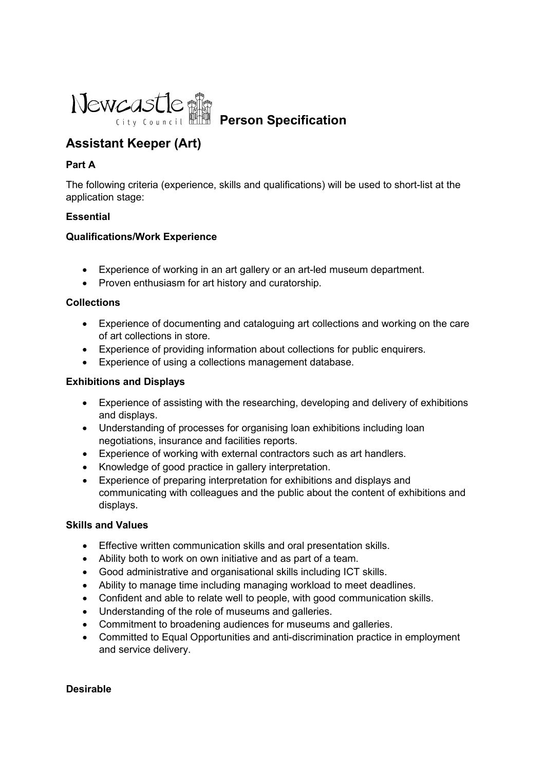Newcastle City Council **Person Specification**

# Assistant Keeper (Art)

## Part A

The following criteria (experience, skills and qualifications) will be used to short-list at the application stage:

### Essential

#### Qualifications/Work Experience

- Experience of working in an art gallery or an art-led museum department.
- Proven enthusiasm for art history and curatorship.

#### Collections

- Experience of documenting and cataloguing art collections and working on the care of art collections in store.
- Experience of providing information about collections for public enquirers.
- Experience of using a collections management database.

#### Exhibitions and Displays

- Experience of assisting with the researching, developing and delivery of exhibitions and displays.
- Understanding of processes for organising loan exhibitions including loan negotiations, insurance and facilities reports.
- Experience of working with external contractors such as art handlers.
- Knowledge of good practice in gallery interpretation.
- Experience of preparing interpretation for exhibitions and displays and communicating with colleagues and the public about the content of exhibitions and displays.

#### Skills and Values

- Effective written communication skills and oral presentation skills.
- Ability both to work on own initiative and as part of a team.
- Good administrative and organisational skills including ICT skills.
- Ability to manage time including managing workload to meet deadlines.
- Confident and able to relate well to people, with good communication skills.
- Understanding of the role of museums and galleries.
- Commitment to broadening audiences for museums and galleries.
- Committed to Equal Opportunities and anti-discrimination practice in employment and service delivery.

### Desirable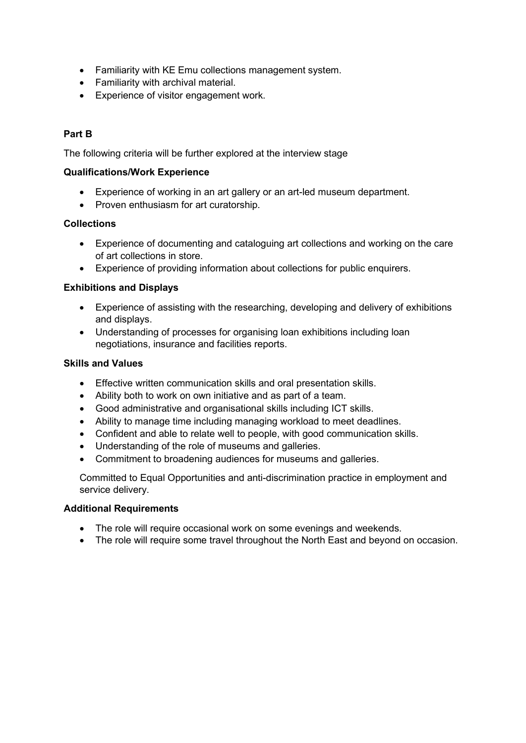- Familiarity with KE Emu collections management system.
- Familiarity with archival material.
- Experience of visitor engagement work.

**Part B**

The following criteria will be further explored at the interview stage

**Qualifications/Work Experience**

- Experience of working in an art gallery or an art-led museum department.
- Proven enthusiasm for art curatorship.

**Collections**

- Experience of documenting and cataloguing art collections and working on the care of art collections in store.
- Experience of providing information about collections for public enquirers.

**Exhibitions and Displays**

- Experience of assisting with the researching, developing and delivery of exhibitions and displays.
- Understanding of processes for organising loan exhibitions including loan negotiations, insurance and facilities reports.

**Skills and Values**

- Effective written communication skills and oral presentation skills.
- Ability both to work on own initiative and as part of a team.
- Good administrative and organisational skills including ICT skills.
- Ability to manage time including managing workload to meet deadlines.
- Confident and able to relate well to people, with good communication skills.
- Understanding of the role of museums and galleries.
- Commitment to broadening audiences for museums and galleries.

Committed to Equal Opportunities and anti-discrimination practice in employment and service delivery.

**Additional Requirements**

- The role will require occasional work on some evenings and weekends.
- The role will require some travel throughout the North East and beyond on occasion.